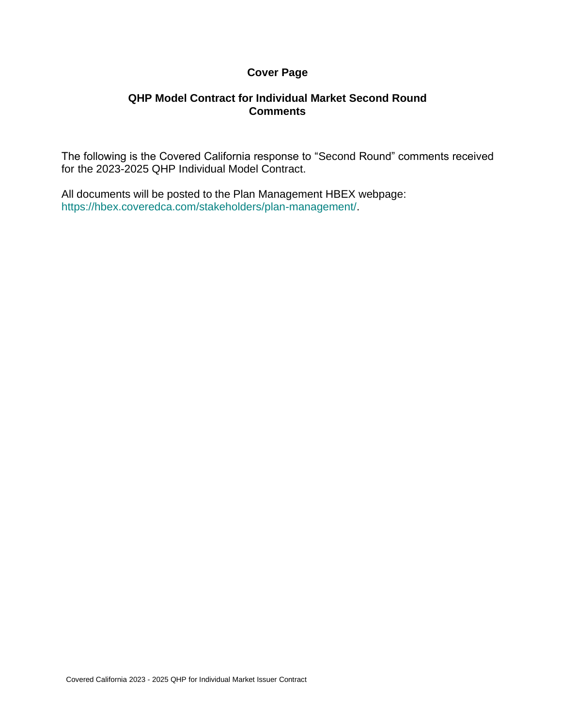# Cover Page

## QHP Model Contract for Individual Market Second Round Comments

The following is the Covered California response to "Second Round" comments received for the 2023-2025 QHP Individual Model Contract.

All documents will be posted to the Plan Management HBEX webpage: https://hbex.coveredca.com/stakeholders/plan-management/.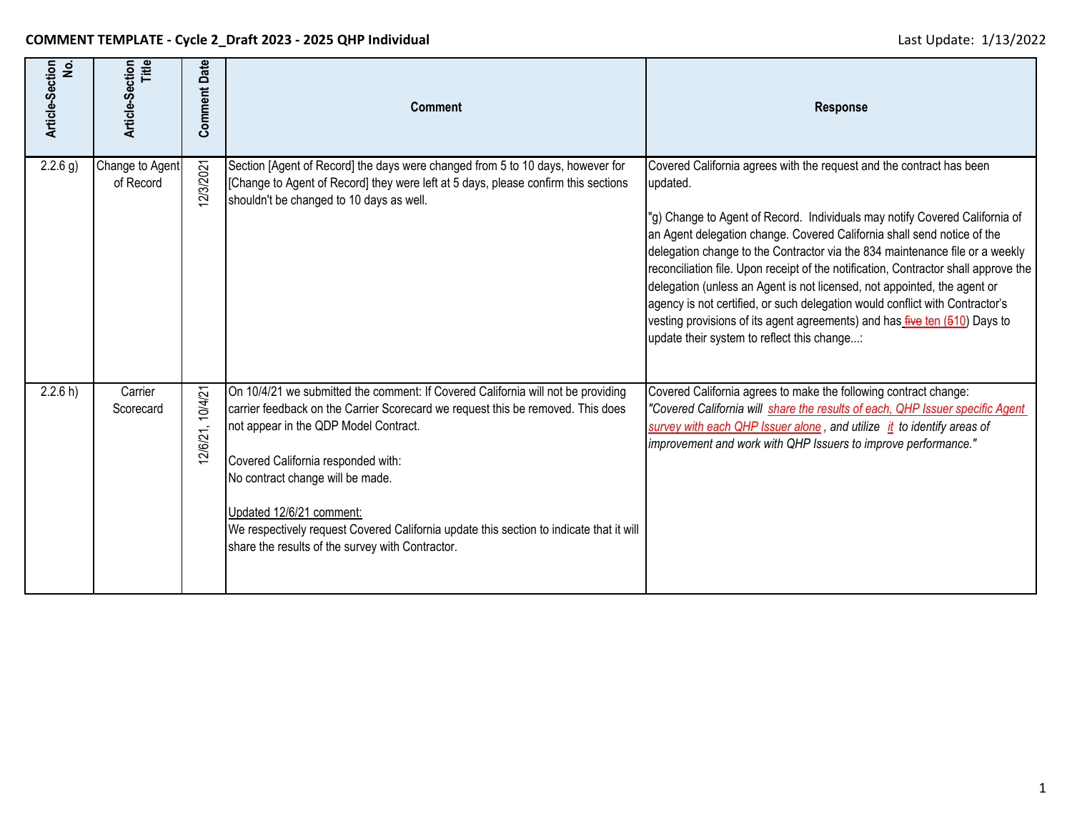**COMMENT TEMPLATE - Cycle 2_Draft 2023 - 2025 QHP Individual**

Last Update: 1/13/2022

| Article-Section No. | Article-Section Title | Comment Date | Comment | Response |
|---|---|---|---|---|
| 2.2.6 g) | Change to Agent of Record | 12/3/2021 | Section [Agent of Record] the days were changed from 5 to 10 days, however for [Change to Agent of Record] they were left at 5 days, please confirm this sections shouldn't be changed to 10 days as well. | Covered California agrees with the request and the contract has been updated.<br><br>"g) Change to Agent of Record. Individuals may notify Covered California of an Agent delegation change. Covered California shall send notice of the delegation change to the Contractor via the 834 maintenance file or a weekly reconciliation file. Upon receipt of the notification, Contractor shall approve the delegation (unless an Agent is not licensed, not appointed, the agent or agency is not certified, or such delegation would conflict with Contractor's vesting provisions of its agent agreements) and has ~~five~~ ten (~~5~~10) Days to update their system to reflect this change...: |
| 2.2.6 h) | Carrier Scorecard | 12/6/21, 10/4/21 | On 10/4/21 we submitted the comment: If Covered California will not be providing carrier feedback on the Carrier Scorecard we request this be removed. This does not appear in the QDP Model Contract.<br><br>Covered California responded with:<br>No contract change will be made.<br><br>Updated 12/6/21 comment:<br>We respectively request Covered California update this section to indicate that it will share the results of the survey with Contractor. | Covered California agrees to make the following contract change:<br>*"Covered California will share the results of each, QHP Issuer specific Agent survey with each QHP Issuer alone, and utilize it to identify areas of improvement and work with QHP Issuers to improve performance."* |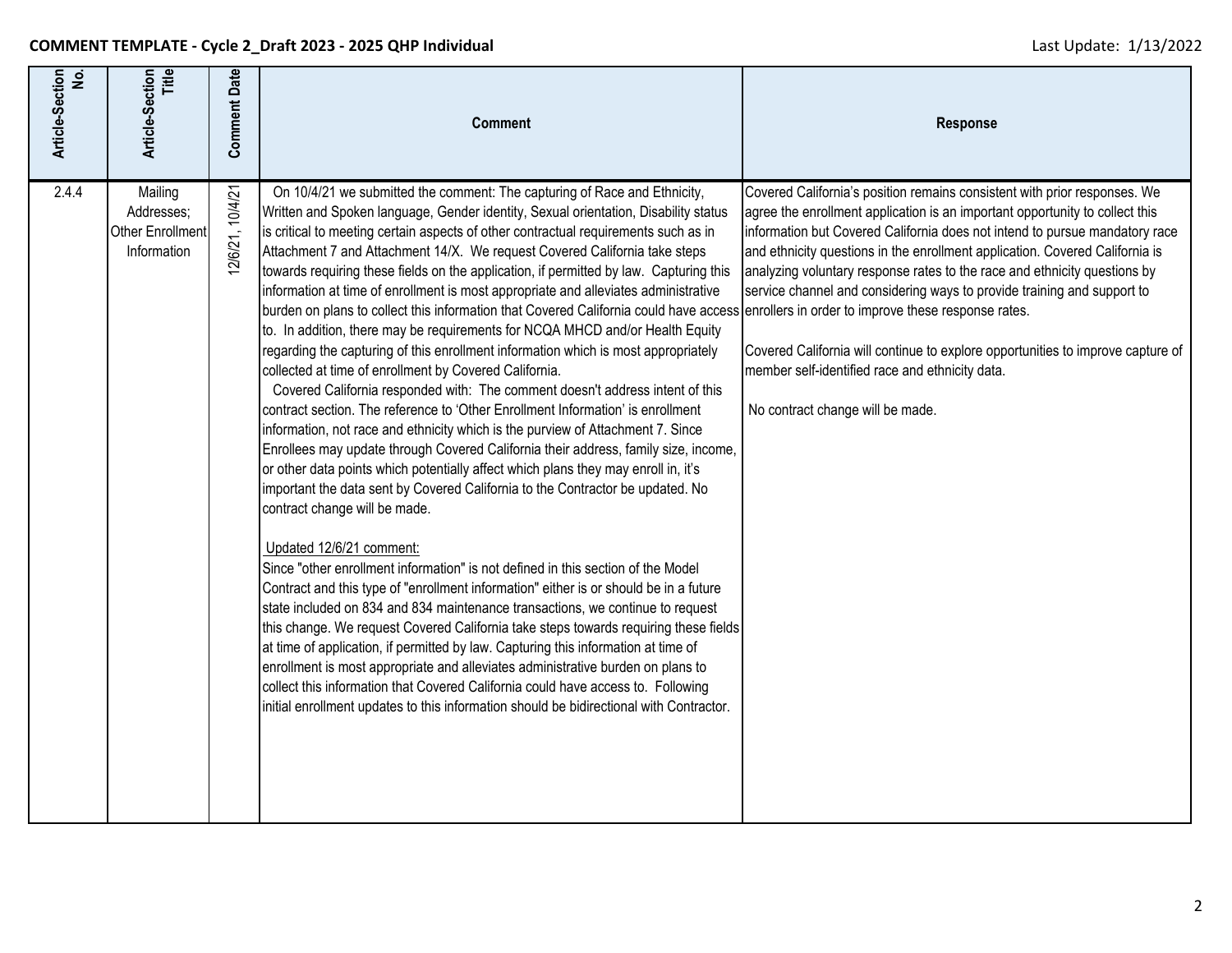**COMMENT TEMPLATE - Cycle 2_Draft 2023 - 2025 QHP Individual**

Last Update: 1/13/2022

| Article-Section No. | Article-Section Title | Comment Date | Comment | Response |
|---|---|---|---|---|
| 2.4.4 | Mailing Addresses; Other Enrollment Information | 12/6/21, 10/4/21 | On 10/4/21 we submitted the comment: The capturing of Race and Ethnicity, Written and Spoken language, Gender identity, Sexual orientation, Disability status is critical to meeting certain aspects of other contractual requirements such as in Attachment 7 and Attachment 14/X. We request Covered California take steps towards requiring these fields on the application, if permitted by law. Capturing this information at time of enrollment is most appropriate and alleviates administrative burden on plans to collect this information that Covered California could have access to. In addition, there may be requirements for NCQA MHCD and/or Health Equity regarding the capturing of this enrollment information which is most appropriately collected at time of enrollment by Covered California.<br>Covered California responded with: The comment doesn't address intent of this contract section. The reference to 'Other Enrollment Information' is enrollment information, not race and ethnicity which is the purview of Attachment 7. Since Enrollees may update through Covered California their address, family size, income, or other data points which potentially affect which plans they may enroll in, it's important the data sent by Covered California to the Contractor be updated. No contract change will be made.<br><br><u>Updated 12/6/21 comment:</u><br>Since "other enrollment information" is not defined in this section of the Model Contract and this type of "enrollment information" either is or should be in a future state included on 834 and 834 maintenance transactions, we continue to request this change. We request Covered California take steps towards requiring these fields at time of application, if permitted by law. Capturing this information at time of enrollment is most appropriate and alleviates administrative burden on plans to collect this information that Covered California could have access to. Following initial enrollment updates to this information should be bidirectional with Contractor. | Covered California's position remains consistent with prior responses. We agree the enrollment application is an important opportunity to collect this information but Covered California does not intend to pursue mandatory race and ethnicity questions in the enrollment application. Covered California is analyzing voluntary response rates to the race and ethnicity questions by service channel and considering ways to provide training and support to enrollers in order to improve these response rates.<br><br>Covered California will continue to explore opportunities to improve capture of member self-identified race and ethnicity data.<br><br>No contract change will be made. |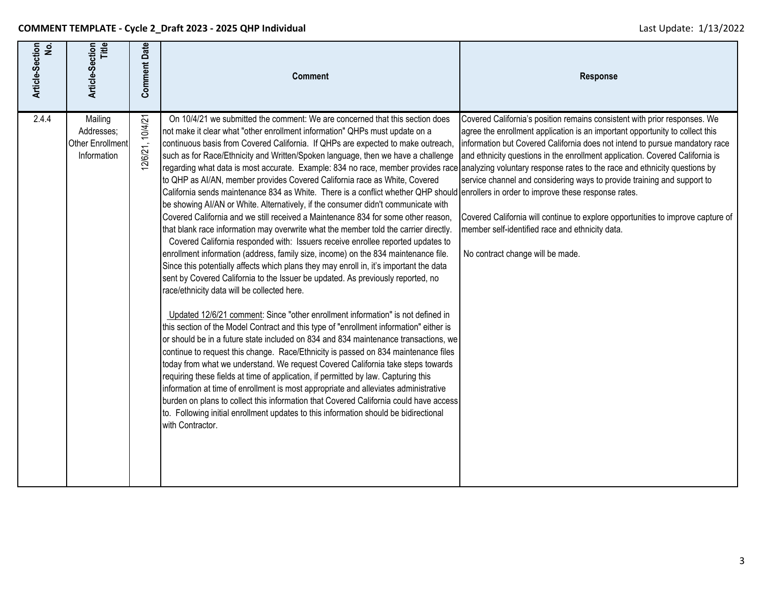**COMMENT TEMPLATE - Cycle 2_Draft 2023 - 2025 QHP Individual**

Last Update: 1/13/2022

| Article-Section No. | Article-Section Title | Comment Date | Comment | Response |
|---|---|---|---|---|
| 2.4.4 | Mailing Addresses; Other Enrollment Information | 12/6/21, 10/4/21 | On 10/4/21 we submitted the comment: We are concerned that this section does not make it clear what "other enrollment information" QHPs must update on a continuous basis from Covered California. If QHPs are expected to make outreach, such as for Race/Ethnicity and Written/Spoken language, then we have a challenge regarding what data is most accurate. Example: 834 no race, member provides race to QHP as AI/AN, member provides Covered California race as White, Covered California sends maintenance 834 as White. There is a conflict whether QHP should be showing AI/AN or White. Alternatively, if the consumer didn't communicate with Covered California and we still received a Maintenance 834 for some other reason, that blank race information may overwrite what the member told the carrier directly. Covered California responded with: Issuers receive enrollee reported updates to enrollment information (address, family size, income) on the 834 maintenance file. Since this potentially affects which plans they may enroll in, it's important the data sent by Covered California to the Issuer be updated. As previously reported, no race/ethnicity data will be collected here.<br><br>Updated 12/6/21 comment: Since "other enrollment information" is not defined in this section of the Model Contract and this type of "enrollment information" either is or should be in a future state included on 834 and 834 maintenance transactions, we continue to request this change. Race/Ethnicity is passed on 834 maintenance files today from what we understand. We request Covered California take steps towards requiring these fields at time of application, if permitted by law. Capturing this information at time of enrollment is most appropriate and alleviates administrative burden on plans to collect this information that Covered California could have access to. Following initial enrollment updates to this information should be bidirectional with Contractor. | Covered California's position remains consistent with prior responses. We agree the enrollment application is an important opportunity to collect this information but Covered California does not intend to pursue mandatory race and ethnicity questions in the enrollment application. Covered California is analyzing voluntary response rates to the race and ethnicity questions by service channel and considering ways to provide training and support to enrollers in order to improve these response rates.<br><br>Covered California will continue to explore opportunities to improve capture of member self-identified race and ethnicity data.<br><br>No contract change will be made. |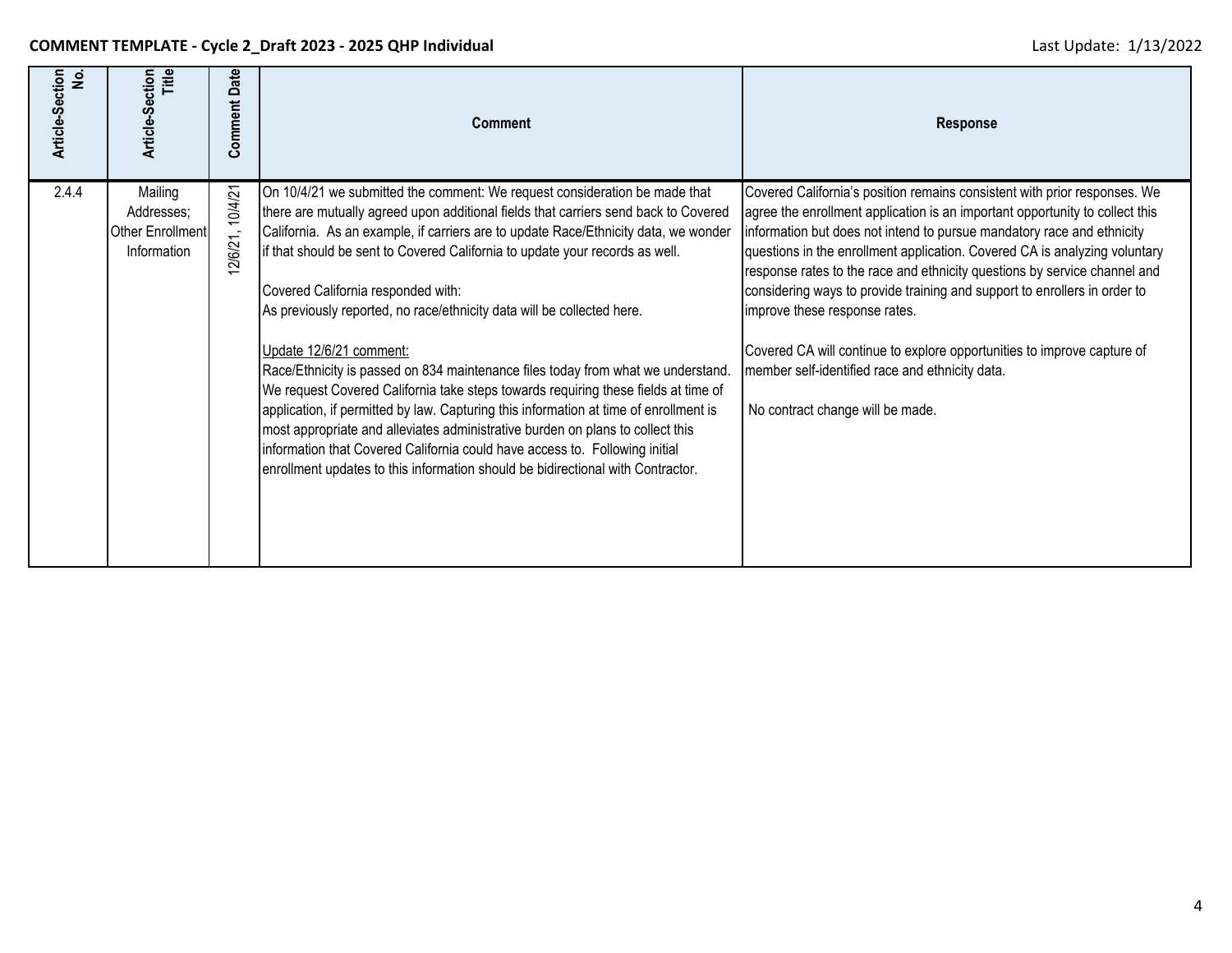**COMMENT TEMPLATE - Cycle 2_Draft 2023 - 2025 QHP Individual**

Last Update: 1/13/2022

| Article-Section No. | Article-Section Title | Comment Date | Comment | Response |
|---|---|---|---|---|
| 2.4.4 | Mailing Addresses; Other Enrollment Information | 12/6/21, 10/4/21 | On 10/4/21 we submitted the comment: We request consideration be made that there are mutually agreed upon additional fields that carriers send back to Covered California. As an example, if carriers are to update Race/Ethnicity data, we wonder if that should be sent to Covered California to update your records as well.<br><br>Covered California responded with:<br>As previously reported, no race/ethnicity data will be collected here.<br><br><u>Update 12/6/21 comment:</u><br>Race/Ethnicity is passed on 834 maintenance files today from what we understand. We request Covered California take steps towards requiring these fields at time of application, if permitted by law. Capturing this information at time of enrollment is most appropriate and alleviates administrative burden on plans to collect this information that Covered California could have access to. Following initial enrollment updates to this information should be bidirectional with Contractor. | Covered California's position remains consistent with prior responses. We agree the enrollment application is an important opportunity to collect this information but does not intend to pursue mandatory race and ethnicity questions in the enrollment application. Covered CA is analyzing voluntary response rates to the race and ethnicity questions by service channel and considering ways to provide training and support to enrollers in order to improve these response rates.<br><br>Covered CA will continue to explore opportunities to improve capture of member self-identified race and ethnicity data.<br><br>No contract change will be made. |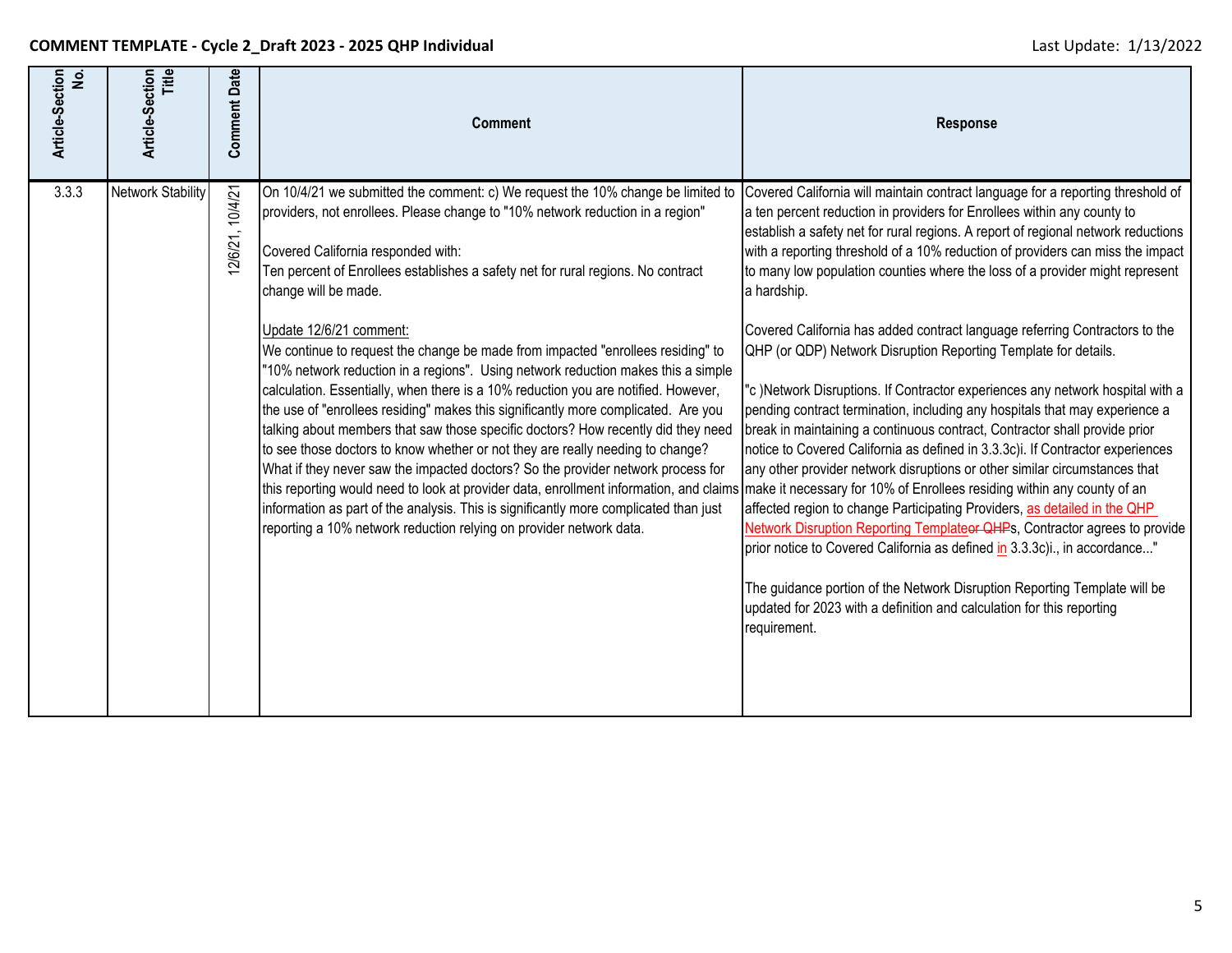| Article-Section No. | Article-Section Title | Comment Date | Comment | Response |
|---|---|---|---|---|
| 3.3.3 | Network Stability | 12/6/21, 10/4/21 | On 10/4/21 we submitted the comment: c) We request the 10% change be limited to providers, not enrollees. Please change to "10% network reduction in a region"<br><br>Covered California responded with:<br>Ten percent of Enrollees establishes a safety net for rural regions. No contract change will be made.<br><br>Update 12/6/21 comment:<br>We continue to request the change be made from impacted "enrollees residing" to "10% network reduction in a regions". Using network reduction makes this a simple calculation. Essentially, when there is a 10% reduction you are notified. However, the use of "enrollees residing" makes this significantly more complicated. Are you talking about members that saw those specific doctors? How recently did they need to see those doctors to know whether or not they are really needing to change? What if they never saw the impacted doctors? So the provider network process for this reporting would need to look at provider data, enrollment information, and claims information as part of the analysis. This is significantly more complicated than just reporting a 10% network reduction relying on provider network data. | Covered California will maintain contract language for a reporting threshold of a ten percent reduction in providers for Enrollees within any county to establish a safety net for rural regions. A report of regional network reductions with a reporting threshold of a 10% reduction of providers can miss the impact to many low population counties where the loss of a provider might represent a hardship.<br><br>Covered California has added contract language referring Contractors to the QHP (or QDP) Network Disruption Reporting Template for details.<br><br>"c )Network Disruptions. If Contractor experiences any network hospital with a pending contract termination, including any hospitals that may experience a break in maintaining a continuous contract, Contractor shall provide prior notice to Covered California as defined in 3.3.3c)i. If Contractor experiences any other provider network disruptions or other similar circumstances that make it necessary for 10% of Enrollees residing within any county of an affected region to change Participating Providers, as detailed in the QHP Network Disruption Reporting Template~~or QHP~~s, Contractor agrees to provide prior notice to Covered California as defined in 3.3.3c)i., in accordance..."<br><br>The guidance portion of the Network Disruption Reporting Template will be updated for 2023 with a definition and calculation for this reporting requirement. |